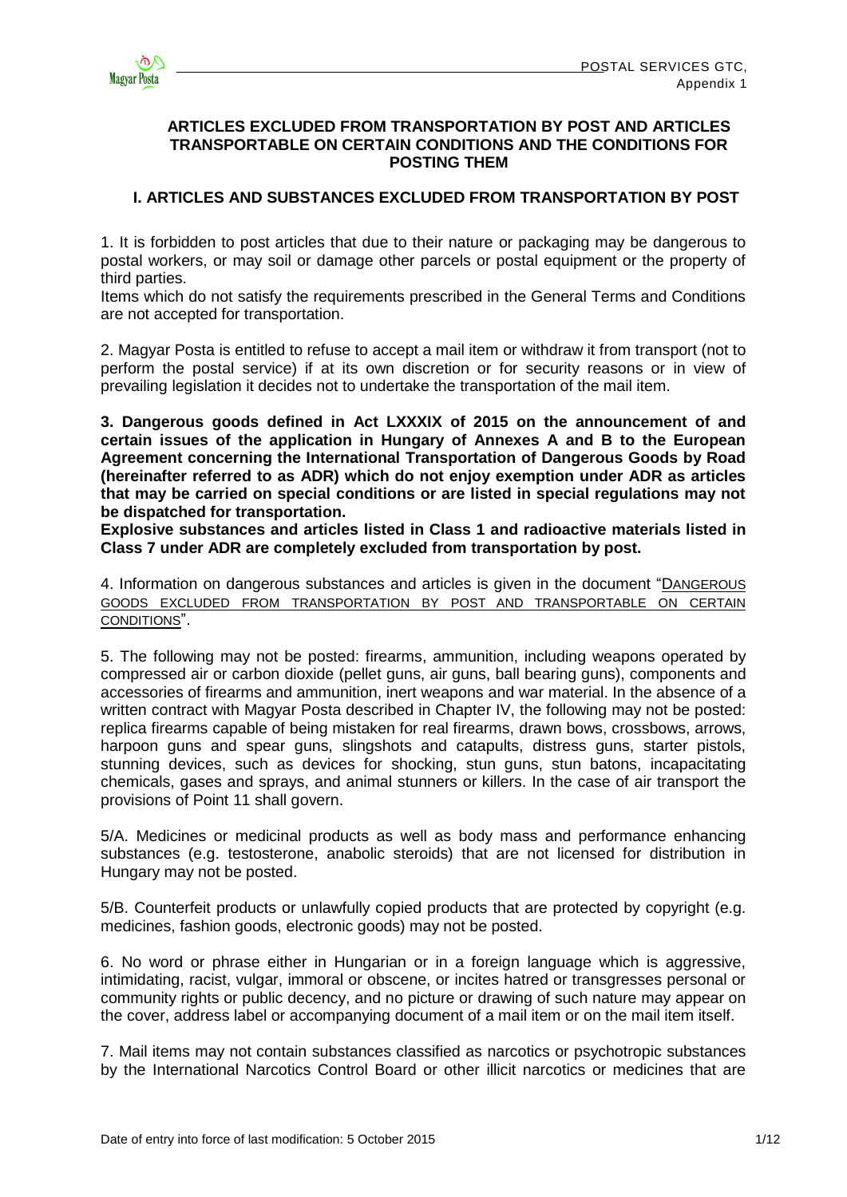# ARTICLES EXCLUDED FROM TRANSPORTATION BY POST AND ARTICLES TRANSPORTABLE ON CERTAIN CONDITIONS AND THE CONDITIONS FOR POSTING THEM

## I. ARTICLES AND SUBSTANCES EXCLUDED FROM TRANSPORTATION BY POST

1. It is forbidden to post articles that due to their nature or packaging may be dangerous to postal workers, or may soil or damage other parcels or postal equipment or the property of third parties.

Items which do not satisfy the requirements prescribed in the General Terms and Conditions are not accepted for transportation.

2. Magyar Posta is entitled to refuse to accept a mail item or withdraw it from transport (not to perform the postal service) if at its own discretion or for security reasons or in view of prevailing legislation it decides not to undertake the transportation of the mail item.

**3. Dangerous goods defined in Act LXXXIX of 2015 on the announcement of and certain issues of the application in Hungary of Annexes A and B to the European Agreement concerning the International Transportation of Dangerous Goods by Road (hereinafter referred to as ADR) which do not enjoy exemption under ADR as articles that may be carried on special conditions or are listed in special regulations may not be dispatched for transportation.**

**Explosive substances and articles listed in Class 1 and radioactive materials listed in Class 7 under ADR are completely excluded from transportation by post.**

4. Information on dangerous substances and articles is given in the document "DANGEROUS GOODS EXCLUDED FROM TRANSPORTATION BY POST AND TRANSPORTABLE ON CERTAIN CONDITIONS".

5. The following may not be posted: firearms, ammunition, including weapons operated by compressed air or carbon dioxide (pellet guns, air guns, ball bearing guns), components and accessories of firearms and ammunition, inert weapons and war material. In the absence of a written contract with Magyar Posta described in Chapter IV, the following may not be posted: replica firearms capable of being mistaken for real firearms, drawn bows, crossbows, arrows, harpoon guns and spear guns, slingshots and catapults, distress guns, starter pistols, stunning devices, such as devices for shocking, stun guns, stun batons, incapacitating chemicals, gases and sprays, and animal stunners or killers. In the case of air transport the provisions of Point 11 shall govern.

5/A. Medicines or medicinal products as well as body mass and performance enhancing substances (e.g. testosterone, anabolic steroids) that are not licensed for distribution in Hungary may not be posted.

5/B. Counterfeit products or unlawfully copied products that are protected by copyright (e.g. medicines, fashion goods, electronic goods) may not be posted.

6. No word or phrase either in Hungarian or in a foreign language which is aggressive, intimidating, racist, vulgar, immoral or obscene, or incites hatred or transgresses personal or community rights or public decency, and no picture or drawing of such nature may appear on the cover, address label or accompanying document of a mail item or on the mail item itself.

7. Mail items may not contain substances classified as narcotics or psychotropic substances by the International Narcotics Control Board or other illicit narcotics or medicines that are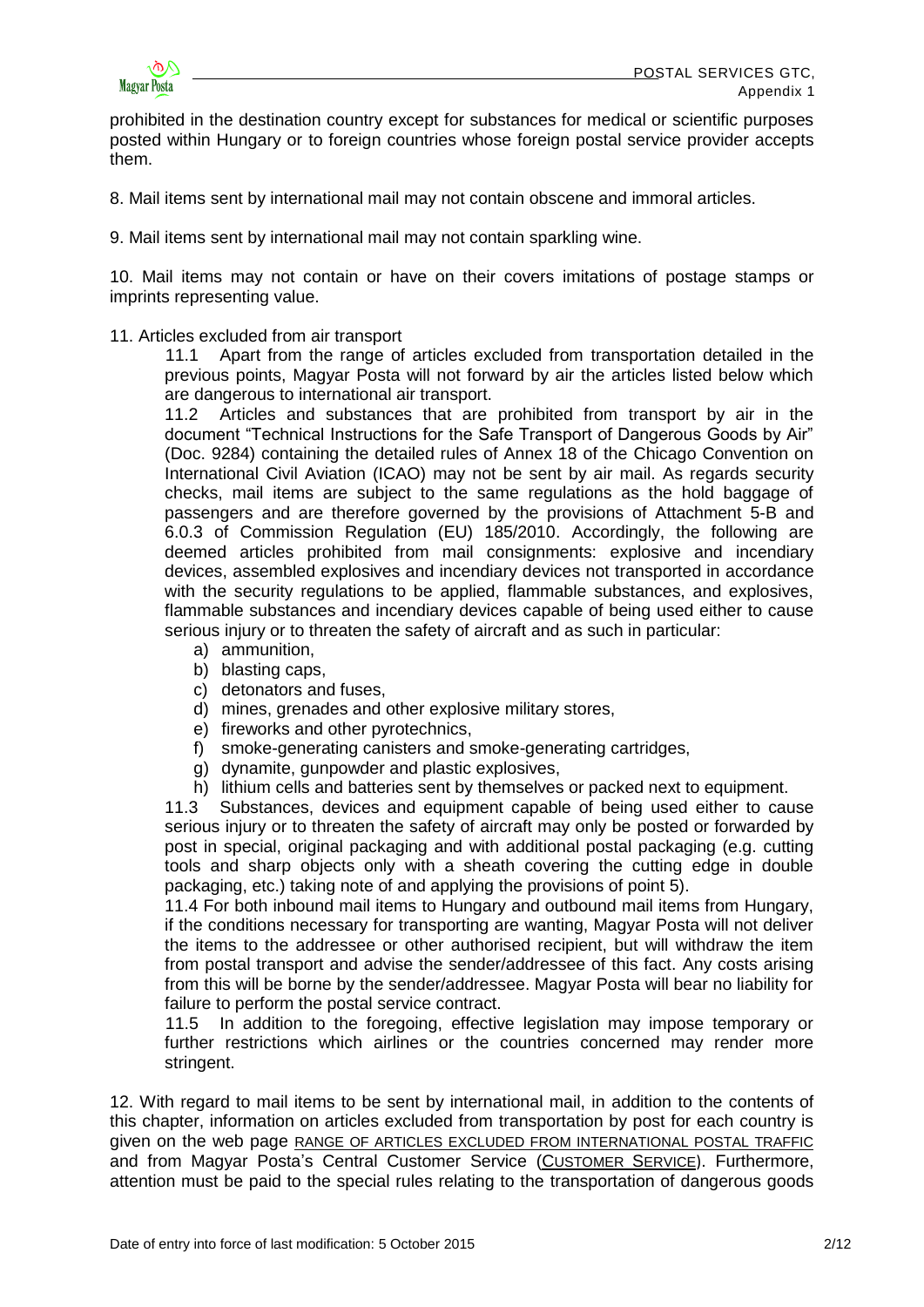prohibited in the destination country except for substances for medical or scientific purposes posted within Hungary or to foreign countries whose foreign postal service provider accepts them.

8. Mail items sent by international mail may not contain obscene and immoral articles.

9. Mail items sent by international mail may not contain sparkling wine.

10. Mail items may not contain or have on their covers imitations of postage stamps or imprints representing value.

11. Articles excluded from air transport

11.1 Apart from the range of articles excluded from transportation detailed in the previous points, Magyar Posta will not forward by air the articles listed below which are dangerous to international air transport.

11.2 Articles and substances that are prohibited from transport by air in the document "Technical Instructions for the Safe Transport of Dangerous Goods by Air" (Doc. 9284) containing the detailed rules of Annex 18 of the Chicago Convention on International Civil Aviation (ICAO) may not be sent by air mail. As regards security checks, mail items are subject to the same regulations as the hold baggage of passengers and are therefore governed by the provisions of Attachment 5-B and 6.0.3 of Commission Regulation (EU) 185/2010. Accordingly, the following are deemed articles prohibited from mail consignments: explosive and incendiary devices, assembled explosives and incendiary devices not transported in accordance with the security regulations to be applied, flammable substances, and explosives, flammable substances and incendiary devices capable of being used either to cause serious injury or to threaten the safety of aircraft and as such in particular:

a) ammunition,
b) blasting caps,
c) detonators and fuses,
d) mines, grenades and other explosive military stores,
e) fireworks and other pyrotechnics,
f) smoke-generating canisters and smoke-generating cartridges,
g) dynamite, gunpowder and plastic explosives,
h) lithium cells and batteries sent by themselves or packed next to equipment.

11.3 Substances, devices and equipment capable of being used either to cause serious injury or to threaten the safety of aircraft may only be posted or forwarded by post in special, original packaging and with additional postal packaging (e.g. cutting tools and sharp objects only with a sheath covering the cutting edge in double packaging, etc.) taking note of and applying the provisions of point 5).

11.4 For both inbound mail items to Hungary and outbound mail items from Hungary, if the conditions necessary for transporting are wanting, Magyar Posta will not deliver the items to the addressee or other authorised recipient, but will withdraw the item from postal transport and advise the sender/addressee of this fact. Any costs arising from this will be borne by the sender/addressee. Magyar Posta will bear no liability for failure to perform the postal service contract.

11.5 In addition to the foregoing, effective legislation may impose temporary or further restrictions which airlines or the countries concerned may render more stringent.

12. With regard to mail items to be sent by international mail, in addition to the contents of this chapter, information on articles excluded from transportation by post for each country is given on the web page RANGE OF ARTICLES EXCLUDED FROM INTERNATIONAL POSTAL TRAFFIC and from Magyar Posta's Central Customer Service (CUSTOMER SERVICE). Furthermore, attention must be paid to the special rules relating to the transportation of dangerous goods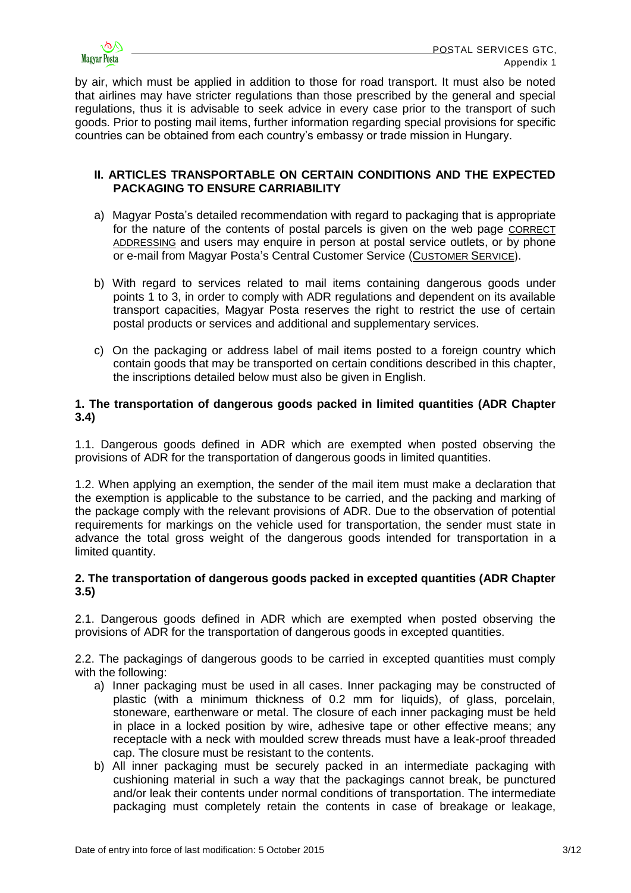by air, which must be applied in addition to those for road transport. It must also be noted that airlines may have stricter regulations than those prescribed by the general and special regulations, thus it is advisable to seek advice in every case prior to the transport of such goods. Prior to posting mail items, further information regarding special provisions for specific countries can be obtained from each country's embassy or trade mission in Hungary.

## II. ARTICLES TRANSPORTABLE ON CERTAIN CONDITIONS AND THE EXPECTED PACKAGING TO ENSURE CARRIABILITY

a) Magyar Posta's detailed recommendation with regard to packaging that is appropriate for the nature of the contents of postal parcels is given on the web page CORRECT ADDRESSING and users may enquire in person at postal service outlets, or by phone or e-mail from Magyar Posta's Central Customer Service (CUSTOMER SERVICE).

b) With regard to services related to mail items containing dangerous goods under points 1 to 3, in order to comply with ADR regulations and dependent on its available transport capacities, Magyar Posta reserves the right to restrict the use of certain postal products or services and additional and supplementary services.

c) On the packaging or address label of mail items posted to a foreign country which contain goods that may be transported on certain conditions described in this chapter, the inscriptions detailed below must also be given in English.

### 1. The transportation of dangerous goods packed in limited quantities (ADR Chapter 3.4)

1.1. Dangerous goods defined in ADR which are exempted when posted observing the provisions of ADR for the transportation of dangerous goods in limited quantities.

1.2. When applying an exemption, the sender of the mail item must make a declaration that the exemption is applicable to the substance to be carried, and the packing and marking of the package comply with the relevant provisions of ADR. Due to the observation of potential requirements for markings on the vehicle used for transportation, the sender must state in advance the total gross weight of the dangerous goods intended for transportation in a limited quantity.

### 2. The transportation of dangerous goods packed in excepted quantities (ADR Chapter 3.5)

2.1. Dangerous goods defined in ADR which are exempted when posted observing the provisions of ADR for the transportation of dangerous goods in excepted quantities.

2.2. The packagings of dangerous goods to be carried in excepted quantities must comply with the following:

a) Inner packaging must be used in all cases. Inner packaging may be constructed of plastic (with a minimum thickness of 0.2 mm for liquids), of glass, porcelain, stoneware, earthenware or metal. The closure of each inner packaging must be held in place in a locked position by wire, adhesive tape or other effective means; any receptacle with a neck with moulded screw threads must have a leak-proof threaded cap. The closure must be resistant to the contents.

b) All inner packaging must be securely packed in an intermediate packaging with cushioning material in such a way that the packagings cannot break, be punctured and/or leak their contents under normal conditions of transportation. The intermediate packaging must completely retain the contents in case of breakage or leakage,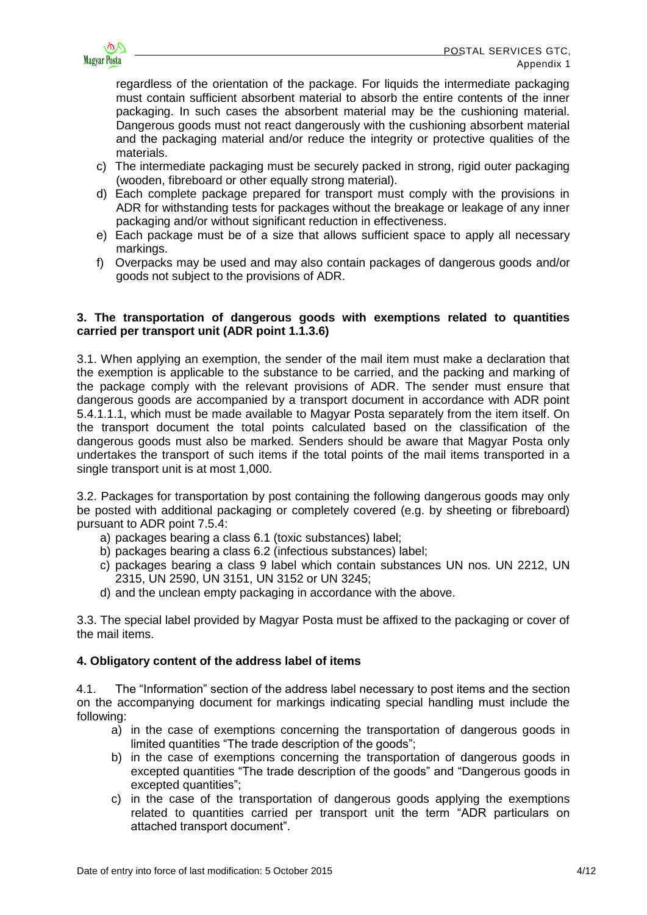regardless of the orientation of the package. For liquids the intermediate packaging must contain sufficient absorbent material to absorb the entire contents of the inner packaging. In such cases the absorbent material may be the cushioning material. Dangerous goods must not react dangerously with the cushioning absorbent material and the packaging material and/or reduce the integrity or protective qualities of the materials.

c) The intermediate packaging must be securely packed in strong, rigid outer packaging (wooden, fibreboard or other equally strong material).
d) Each complete package prepared for transport must comply with the provisions in ADR for withstanding tests for packages without the breakage or leakage of any inner packaging and/or without significant reduction in effectiveness.
e) Each package must be of a size that allows sufficient space to apply all necessary markings.
f) Overpacks may be used and may also contain packages of dangerous goods and/or goods not subject to the provisions of ADR.

### 3. The transportation of dangerous goods with exemptions related to quantities carried per transport unit (ADR point 1.1.3.6)

3.1. When applying an exemption, the sender of the mail item must make a declaration that the exemption is applicable to the substance to be carried, and the packing and marking of the package comply with the relevant provisions of ADR. The sender must ensure that dangerous goods are accompanied by a transport document in accordance with ADR point 5.4.1.1.1, which must be made available to Magyar Posta separately from the item itself. On the transport document the total points calculated based on the classification of the dangerous goods must also be marked. Senders should be aware that Magyar Posta only undertakes the transport of such items if the total points of the mail items transported in a single transport unit is at most 1,000.

3.2. Packages for transportation by post containing the following dangerous goods may only be posted with additional packaging or completely covered (e.g. by sheeting or fibreboard) pursuant to ADR point 7.5.4:

a) packages bearing a class 6.1 (toxic substances) label;
b) packages bearing a class 6.2 (infectious substances) label;
c) packages bearing a class 9 label which contain substances UN nos. UN 2212, UN 2315, UN 2590, UN 3151, UN 3152 or UN 3245;
d) and the unclean empty packaging in accordance with the above.

3.3. The special label provided by Magyar Posta must be affixed to the packaging or cover of the mail items.

### 4. Obligatory content of the address label of items

4.1. The "Information" section of the address label necessary to post items and the section on the accompanying document for markings indicating special handling must include the following:

a) in the case of exemptions concerning the transportation of dangerous goods in limited quantities "The trade description of the goods";
b) in the case of exemptions concerning the transportation of dangerous goods in excepted quantities "The trade description of the goods" and "Dangerous goods in excepted quantities";
c) in the case of the transportation of dangerous goods applying the exemptions related to quantities carried per transport unit the term "ADR particulars on attached transport document".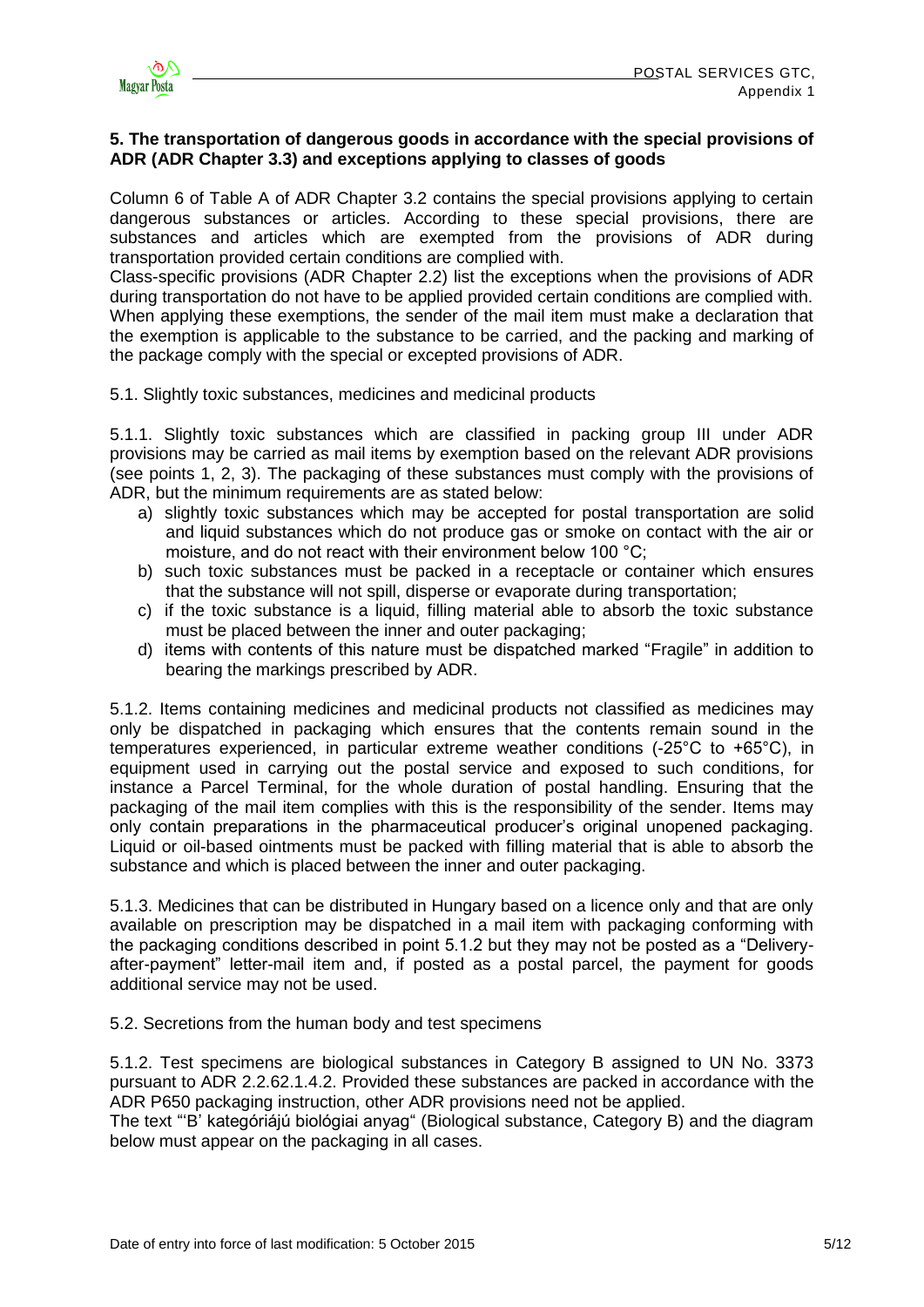## 5. The transportation of dangerous goods in accordance with the special provisions of ADR (ADR Chapter 3.3) and exceptions applying to classes of goods

Column 6 of Table A of ADR Chapter 3.2 contains the special provisions applying to certain dangerous substances or articles. According to these special provisions, there are substances and articles which are exempted from the provisions of ADR during transportation provided certain conditions are complied with.

Class-specific provisions (ADR Chapter 2.2) list the exceptions when the provisions of ADR during transportation do not have to be applied provided certain conditions are complied with. When applying these exemptions, the sender of the mail item must make a declaration that the exemption is applicable to the substance to be carried, and the packing and marking of the package comply with the special or excepted provisions of ADR.

5.1. Slightly toxic substances, medicines and medicinal products

5.1.1. Slightly toxic substances which are classified in packing group III under ADR provisions may be carried as mail items by exemption based on the relevant ADR provisions (see points 1, 2, 3). The packaging of these substances must comply with the provisions of ADR, but the minimum requirements are as stated below:

a) slightly toxic substances which may be accepted for postal transportation are solid and liquid substances which do not produce gas or smoke on contact with the air or moisture, and do not react with their environment below 100 °C;
b) such toxic substances must be packed in a receptacle or container which ensures that the substance will not spill, disperse or evaporate during transportation;
c) if the toxic substance is a liquid, filling material able to absorb the toxic substance must be placed between the inner and outer packaging;
d) items with contents of this nature must be dispatched marked "Fragile" in addition to bearing the markings prescribed by ADR.

5.1.2. Items containing medicines and medicinal products not classified as medicines may only be dispatched in packaging which ensures that the contents remain sound in the temperatures experienced, in particular extreme weather conditions (-25°C to +65°C), in equipment used in carrying out the postal service and exposed to such conditions, for instance a Parcel Terminal, for the whole duration of postal handling. Ensuring that the packaging of the mail item complies with this is the responsibility of the sender. Items may only contain preparations in the pharmaceutical producer's original unopened packaging. Liquid or oil-based ointments must be packed with filling material that is able to absorb the substance and which is placed between the inner and outer packaging.

5.1.3. Medicines that can be distributed in Hungary based on a licence only and that are only available on prescription may be dispatched in a mail item with packaging conforming with the packaging conditions described in point 5.1.2 but they may not be posted as a "Delivery-after-payment" letter-mail item and, if posted as a postal parcel, the payment for goods additional service may not be used.

5.2. Secretions from the human body and test specimens

5.1.2. Test specimens are biological substances in Category B assigned to UN No. 3373 pursuant to ADR 2.2.62.1.4.2. Provided these substances are packed in accordance with the ADR P650 packaging instruction, other ADR provisions need not be applied.

The text "'B' kategóriájú biológiai anyag" (Biological substance, Category B) and the diagram below must appear on the packaging in all cases.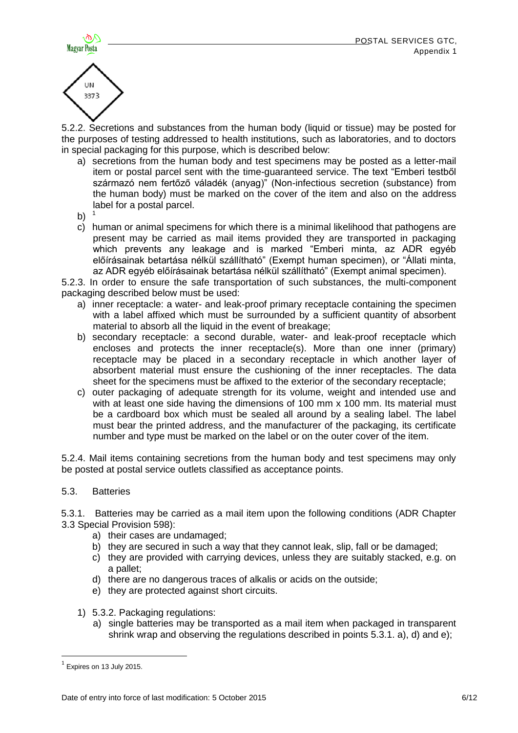UN 3373

5.2.2. Secretions and substances from the human body (liquid or tissue) may be posted for the purposes of testing addressed to health institutions, such as laboratories, and to doctors in special packaging for this purpose, which is described below:

a) secretions from the human body and test specimens may be posted as a letter-mail item or postal parcel sent with the time-guaranteed service. The text "Emberi testből származó nem fertőző váladék (anyag)" (Non-infectious secretion (substance) from the human body) must be marked on the cover of the item and also on the address label for a postal parcel.
b) [1]
c) human or animal specimens for which there is a minimal likelihood that pathogens are present may be carried as mail items provided they are transported in packaging which prevents any leakage and is marked "Emberi minta, az ADR egyéb előírásainak betartása nélkül szállítható" (Exempt human specimen), or "Állati minta, az ADR egyéb előírásainak betartása nélkül szállítható" (Exempt animal specimen).

5.2.3. In order to ensure the safe transportation of such substances, the multi-component packaging described below must be used:

a) inner receptacle: a water- and leak-proof primary receptacle containing the specimen with a label affixed which must be surrounded by a sufficient quantity of absorbent material to absorb all the liquid in the event of breakage;
b) secondary receptacle: a second durable, water- and leak-proof receptacle which encloses and protects the inner receptacle(s). More than one inner (primary) receptacle may be placed in a secondary receptacle in which another layer of absorbent material must ensure the cushioning of the inner receptacles. The data sheet for the specimens must be affixed to the exterior of the secondary receptacle;
c) outer packaging of adequate strength for its volume, weight and intended use and with at least one side having the dimensions of 100 mm x 100 mm. Its material must be a cardboard box which must be sealed all around by a sealing label. The label must bear the printed address, and the manufacturer of the packaging, its certificate number and type must be marked on the label or on the outer cover of the item.

5.2.4. Mail items containing secretions from the human body and test specimens may only be posted at postal service outlets classified as acceptance points.

## 5.3. Batteries

5.3.1. Batteries may be carried as a mail item upon the following conditions (ADR Chapter 3.3 Special Provision 598):

a) their cases are undamaged;
b) they are secured in such a way that they cannot leak, slip, fall or be damaged;
c) they are provided with carrying devices, unless they are suitably stacked, e.g. on a pallet;
d) there are no dangerous traces of alkalis or acids on the outside;
e) they are protected against short circuits.

1) 5.3.2. Packaging regulations:
   a) single batteries may be transported as a mail item when packaged in transparent shrink wrap and observing the regulations described in points 5.3.1. a), d) and e);

[1] Expires on 13 July 2015.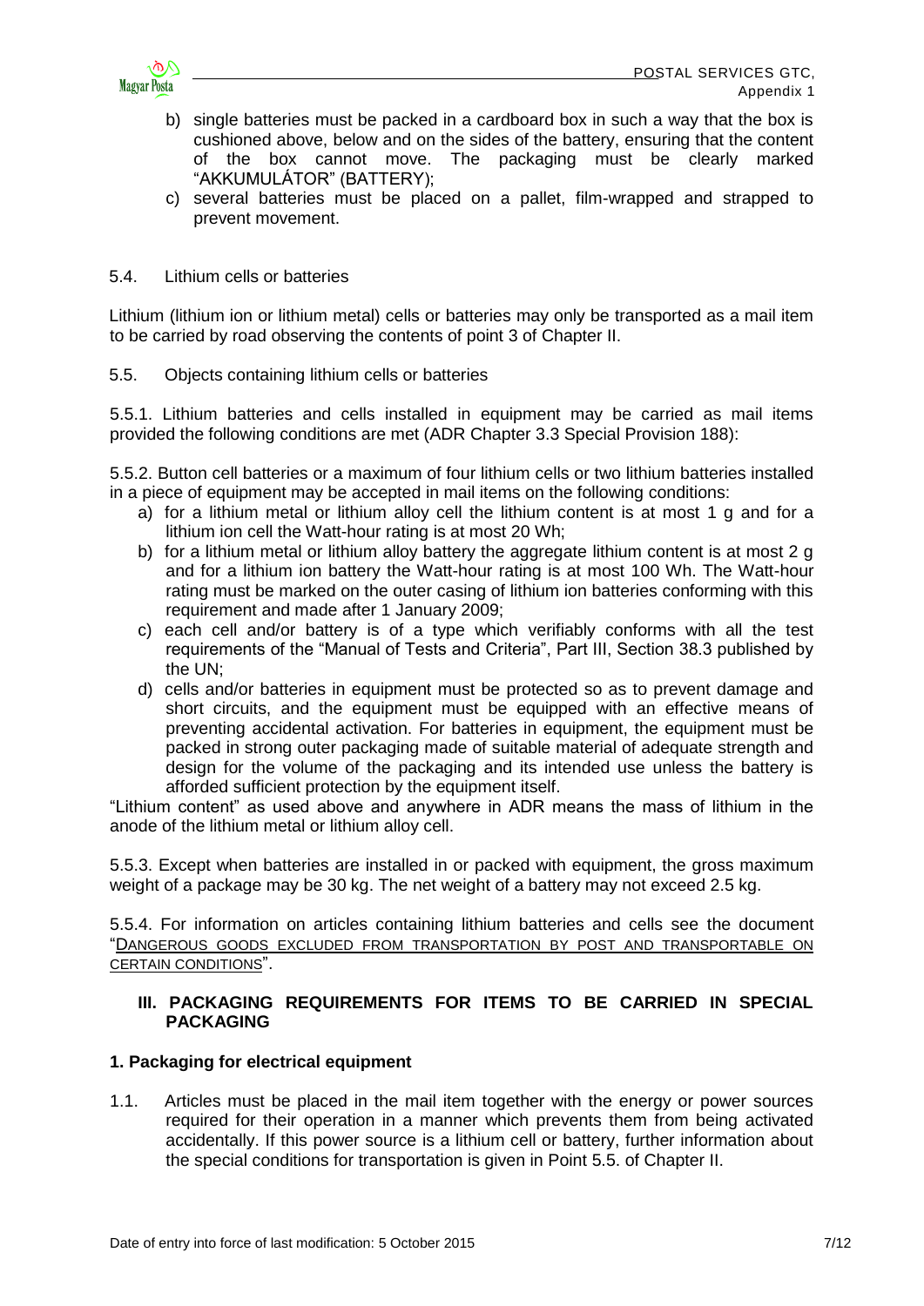b) single batteries must be packed in a cardboard box in such a way that the box is cushioned above, below and on the sides of the battery, ensuring that the content of the box cannot move. The packaging must be clearly marked "AKKUMULÁTOR" (BATTERY);

c) several batteries must be placed on a pallet, film-wrapped and strapped to prevent movement.

5.4. Lithium cells or batteries

Lithium (lithium ion or lithium metal) cells or batteries may only be transported as a mail item to be carried by road observing the contents of point 3 of Chapter II.

5.5. Objects containing lithium cells or batteries

5.5.1. Lithium batteries and cells installed in equipment may be carried as mail items provided the following conditions are met (ADR Chapter 3.3 Special Provision 188):

5.5.2. Button cell batteries or a maximum of four lithium cells or two lithium batteries installed in a piece of equipment may be accepted in mail items on the following conditions:

a) for a lithium metal or lithium alloy cell the lithium content is at most 1 g and for a lithium ion cell the Watt-hour rating is at most 20 Wh;
b) for a lithium metal or lithium alloy battery the aggregate lithium content is at most 2 g and for a lithium ion battery the Watt-hour rating is at most 100 Wh. The Watt-hour rating must be marked on the outer casing of lithium ion batteries conforming with this requirement and made after 1 January 2009;
c) each cell and/or battery is of a type which verifiably conforms with all the test requirements of the "Manual of Tests and Criteria", Part III, Section 38.3 published by the UN;
d) cells and/or batteries in equipment must be protected so as to prevent damage and short circuits, and the equipment must be equipped with an effective means of preventing accidental activation. For batteries in equipment, the equipment must be packed in strong outer packaging made of suitable material of adequate strength and design for the volume of the packaging and its intended use unless the battery is afforded sufficient protection by the equipment itself.

"Lithium content" as used above and anywhere in ADR means the mass of lithium in the anode of the lithium metal or lithium alloy cell.

5.5.3. Except when batteries are installed in or packed with equipment, the gross maximum weight of a package may be 30 kg. The net weight of a battery may not exceed 2.5 kg.

5.5.4. For information on articles containing lithium batteries and cells see the document "DANGEROUS GOODS EXCLUDED FROM TRANSPORTATION BY POST AND TRANSPORTABLE ON CERTAIN CONDITIONS".

## III. PACKAGING REQUIREMENTS FOR ITEMS TO BE CARRIED IN SPECIAL PACKAGING

### 1. Packaging for electrical equipment

1.1. Articles must be placed in the mail item together with the energy or power sources required for their operation in a manner which prevents them from being activated accidentally. If this power source is a lithium cell or battery, further information about the special conditions for transportation is given in Point 5.5. of Chapter II.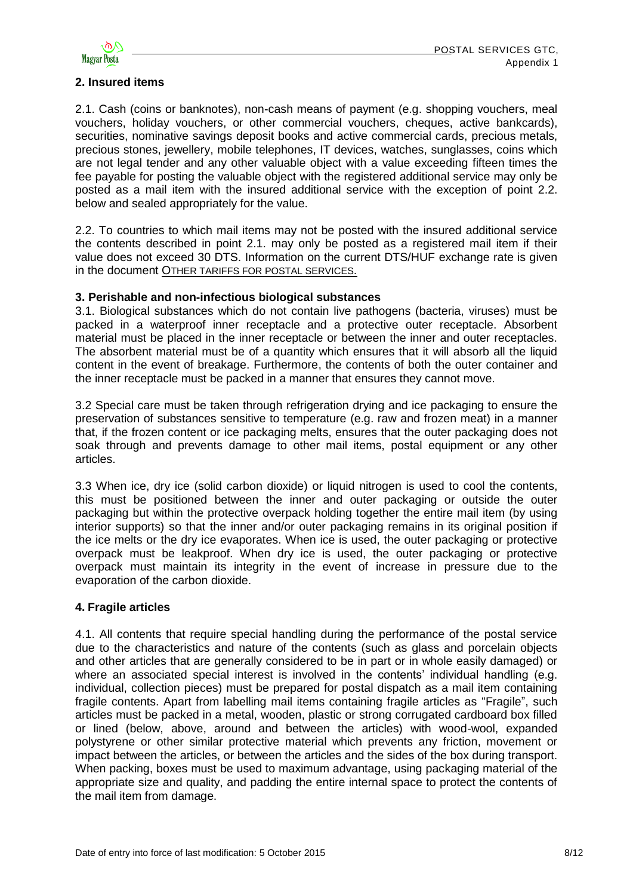## 2. Insured items

2.1. Cash (coins or banknotes), non-cash means of payment (e.g. shopping vouchers, meal vouchers, holiday vouchers, or other commercial vouchers, cheques, active bankcards), securities, nominative savings deposit books and active commercial cards, precious metals, precious stones, jewellery, mobile telephones, IT devices, watches, sunglasses, coins which are not legal tender and any other valuable object with a value exceeding fifteen times the fee payable for posting the valuable object with the registered additional service may only be posted as a mail item with the insured additional service with the exception of point 2.2. below and sealed appropriately for the value.

2.2. To countries to which mail items may not be posted with the insured additional service the contents described in point 2.1. may only be posted as a registered mail item if their value does not exceed 30 DTS. Information on the current DTS/HUF exchange rate is given in the document OTHER TARIFFS FOR POSTAL SERVICES.

## 3. Perishable and non-infectious biological substances

3.1. Biological substances which do not contain live pathogens (bacteria, viruses) must be packed in a waterproof inner receptacle and a protective outer receptacle. Absorbent material must be placed in the inner receptacle or between the inner and outer receptacles. The absorbent material must be of a quantity which ensures that it will absorb all the liquid content in the event of breakage. Furthermore, the contents of both the outer container and the inner receptacle must be packed in a manner that ensures they cannot move.

3.2 Special care must be taken through refrigeration drying and ice packaging to ensure the preservation of substances sensitive to temperature (e.g. raw and frozen meat) in a manner that, if the frozen content or ice packaging melts, ensures that the outer packaging does not soak through and prevents damage to other mail items, postal equipment or any other articles.

3.3 When ice, dry ice (solid carbon dioxide) or liquid nitrogen is used to cool the contents, this must be positioned between the inner and outer packaging or outside the outer packaging but within the protective overpack holding together the entire mail item (by using interior supports) so that the inner and/or outer packaging remains in its original position if the ice melts or the dry ice evaporates. When ice is used, the outer packaging or protective overpack must be leakproof. When dry ice is used, the outer packaging or protective overpack must maintain its integrity in the event of increase in pressure due to the evaporation of the carbon dioxide.

## 4. Fragile articles

4.1. All contents that require special handling during the performance of the postal service due to the characteristics and nature of the contents (such as glass and porcelain objects and other articles that are generally considered to be in part or in whole easily damaged) or where an associated special interest is involved in the contents' individual handling (e.g. individual, collection pieces) must be prepared for postal dispatch as a mail item containing fragile contents. Apart from labelling mail items containing fragile articles as "Fragile", such articles must be packed in a metal, wooden, plastic or strong corrugated cardboard box filled or lined (below, above, around and between the articles) with wood-wool, expanded polystyrene or other similar protective material which prevents any friction, movement or impact between the articles, or between the articles and the sides of the box during transport. When packing, boxes must be used to maximum advantage, using packaging material of the appropriate size and quality, and padding the entire internal space to protect the contents of the mail item from damage.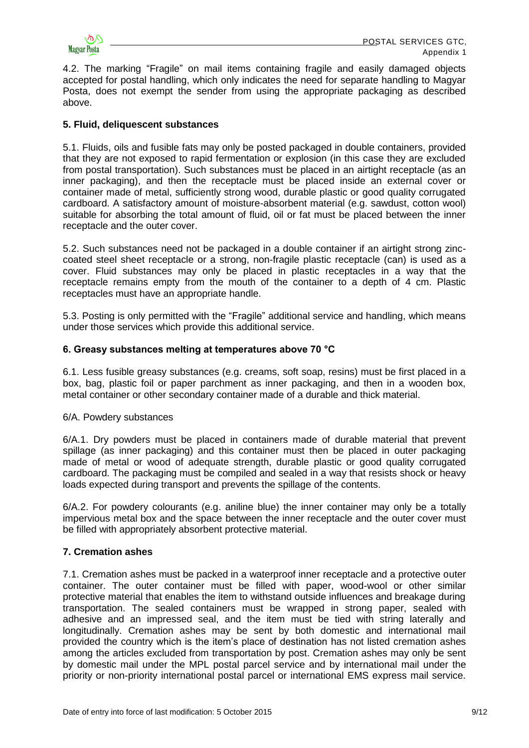4.2. The marking "Fragile" on mail items containing fragile and easily damaged objects accepted for postal handling, which only indicates the need for separate handling to Magyar Posta, does not exempt the sender from using the appropriate packaging as described above.

### 5. Fluid, deliquescent substances

5.1. Fluids, oils and fusible fats may only be posted packaged in double containers, provided that they are not exposed to rapid fermentation or explosion (in this case they are excluded from postal transportation). Such substances must be placed in an airtight receptacle (as an inner packaging), and then the receptacle must be placed inside an external cover or container made of metal, sufficiently strong wood, durable plastic or good quality corrugated cardboard. A satisfactory amount of moisture-absorbent material (e.g. sawdust, cotton wool) suitable for absorbing the total amount of fluid, oil or fat must be placed between the inner receptacle and the outer cover.

5.2. Such substances need not be packaged in a double container if an airtight strong zinc-coated steel sheet receptacle or a strong, non-fragile plastic receptacle (can) is used as a cover. Fluid substances may only be placed in plastic receptacles in a way that the receptacle remains empty from the mouth of the container to a depth of 4 cm. Plastic receptacles must have an appropriate handle.

5.3. Posting is only permitted with the "Fragile" additional service and handling, which means under those services which provide this additional service.

### 6. Greasy substances melting at temperatures above 70 °C

6.1. Less fusible greasy substances (e.g. creams, soft soap, resins) must be first placed in a box, bag, plastic foil or paper parchment as inner packaging, and then in a wooden box, metal container or other secondary container made of a durable and thick material.

6/A. Powdery substances

6/A.1. Dry powders must be placed in containers made of durable material that prevent spillage (as inner packaging) and this container must then be placed in outer packaging made of metal or wood of adequate strength, durable plastic or good quality corrugated cardboard. The packaging must be compiled and sealed in a way that resists shock or heavy loads expected during transport and prevents the spillage of the contents.

6/A.2. For powdery colourants (e.g. aniline blue) the inner container may only be a totally impervious metal box and the space between the inner receptacle and the outer cover must be filled with appropriately absorbent protective material.

### 7. Cremation ashes

7.1. Cremation ashes must be packed in a waterproof inner receptacle and a protective outer container. The outer container must be filled with paper, wood-wool or other similar protective material that enables the item to withstand outside influences and breakage during transportation. The sealed containers must be wrapped in strong paper, sealed with adhesive and an impressed seal, and the item must be tied with string laterally and longitudinally. Cremation ashes may be sent by both domestic and international mail provided the country which is the item's place of destination has not listed cremation ashes among the articles excluded from transportation by post. Cremation ashes may only be sent by domestic mail under the MPL postal parcel service and by international mail under the priority or non-priority international postal parcel or international EMS express mail service.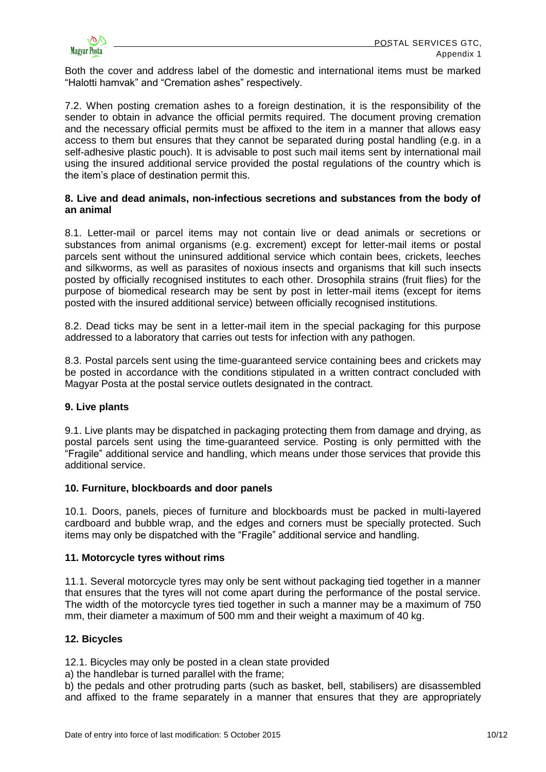Both the cover and address label of the domestic and international items must be marked "Halotti hamvak" and "Cremation ashes" respectively.

7.2. When posting cremation ashes to a foreign destination, it is the responsibility of the sender to obtain in advance the official permits required. The document proving cremation and the necessary official permits must be affixed to the item in a manner that allows easy access to them but ensures that they cannot be separated during postal handling (e.g. in a self-adhesive plastic pouch). It is advisable to post such mail items sent by international mail using the insured additional service provided the postal regulations of the country which is the item's place of destination permit this.

**8. Live and dead animals, non-infectious secretions and substances from the body of an animal**

8.1. Letter-mail or parcel items may not contain live or dead animals or secretions or substances from animal organisms (e.g. excrement) except for letter-mail items or postal parcels sent without the uninsured additional service which contain bees, crickets, leeches and silkworms, as well as parasites of noxious insects and organisms that kill such insects posted by officially recognised institutes to each other. Drosophila strains (fruit flies) for the purpose of biomedical research may be sent by post in letter-mail items (except for items posted with the insured additional service) between officially recognised institutions.

8.2. Dead ticks may be sent in a letter-mail item in the special packaging for this purpose addressed to a laboratory that carries out tests for infection with any pathogen.

8.3. Postal parcels sent using the time-guaranteed service containing bees and crickets may be posted in accordance with the conditions stipulated in a written contract concluded with Magyar Posta at the postal service outlets designated in the contract.

**9. Live plants**

9.1. Live plants may be dispatched in packaging protecting them from damage and drying, as postal parcels sent using the time-guaranteed service. Posting is only permitted with the "Fragile" additional service and handling, which means under those services that provide this additional service.

**10. Furniture, blockboards and door panels**

10.1. Doors, panels, pieces of furniture and blockboards must be packed in multi-layered cardboard and bubble wrap, and the edges and corners must be specially protected. Such items may only be dispatched with the "Fragile" additional service and handling.

**11. Motorcycle tyres without rims**

11.1. Several motorcycle tyres may only be sent without packaging tied together in a manner that ensures that the tyres will not come apart during the performance of the postal service. The width of the motorcycle tyres tied together in such a manner may be a maximum of 750 mm, their diameter a maximum of 500 mm and their weight a maximum of 40 kg.

**12. Bicycles**

12.1. Bicycles may only be posted in a clean state provided

a) the handlebar is turned parallel with the frame;

b) the pedals and other protruding parts (such as basket, bell, stabilisers) are disassembled and affixed to the frame separately in a manner that ensures that they are appropriately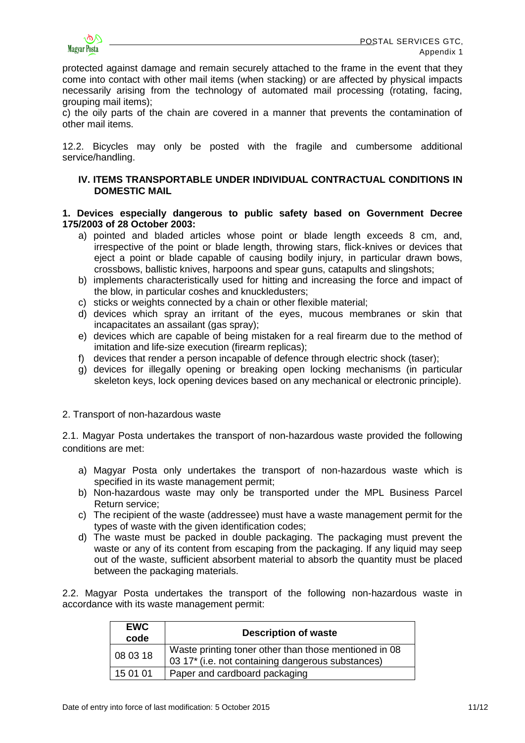protected against damage and remain securely attached to the frame in the event that they come into contact with other mail items (when stacking) or are affected by physical impacts necessarily arising from the technology of automated mail processing (rotating, facing, grouping mail items);

c) the oily parts of the chain are covered in a manner that prevents the contamination of other mail items.

12.2. Bicycles may only be posted with the fragile and cumbersome additional service/handling.

## IV. ITEMS TRANSPORTABLE UNDER INDIVIDUAL CONTRACTUAL CONDITIONS IN DOMESTIC MAIL

**1. Devices especially dangerous to public safety based on Government Decree 175/2003 of 28 October 2003:**

a) pointed and bladed articles whose point or blade length exceeds 8 cm, and, irrespective of the point or blade length, throwing stars, flick-knives or devices that eject a point or blade capable of causing bodily injury, in particular drawn bows, crossbows, ballistic knives, harpoons and spear guns, catapults and slingshots;
b) implements characteristically used for hitting and increasing the force and impact of the blow, in particular coshes and knuckledusters;
c) sticks or weights connected by a chain or other flexible material;
d) devices which spray an irritant of the eyes, mucous membranes or skin that incapacitates an assailant (gas spray);
e) devices which are capable of being mistaken for a real firearm due to the method of imitation and life-size execution (firearm replicas);
f) devices that render a person incapable of defence through electric shock (taser);
g) devices for illegally opening or breaking open locking mechanisms (in particular skeleton keys, lock opening devices based on any mechanical or electronic principle).

2. Transport of non-hazardous waste

2.1. Magyar Posta undertakes the transport of non-hazardous waste provided the following conditions are met:

a) Magyar Posta only undertakes the transport of non-hazardous waste which is specified in its waste management permit;
b) Non-hazardous waste may only be transported under the MPL Business Parcel Return service;
c) The recipient of the waste (addressee) must have a waste management permit for the types of waste with the given identification codes;
d) The waste must be packed in double packaging. The packaging must prevent the waste or any of its content from escaping from the packaging. If any liquid may seep out of the waste, sufficient absorbent material to absorb the quantity must be placed between the packaging materials.

2.2. Magyar Posta undertakes the transport of the following non-hazardous waste in accordance with its waste management permit:

| EWC code | Description of waste |
|---|---|
| 08 03 18 | Waste printing toner other than those mentioned in 08 03 17* (i.e. not containing dangerous substances) |
| 15 01 01 | Paper and cardboard packaging |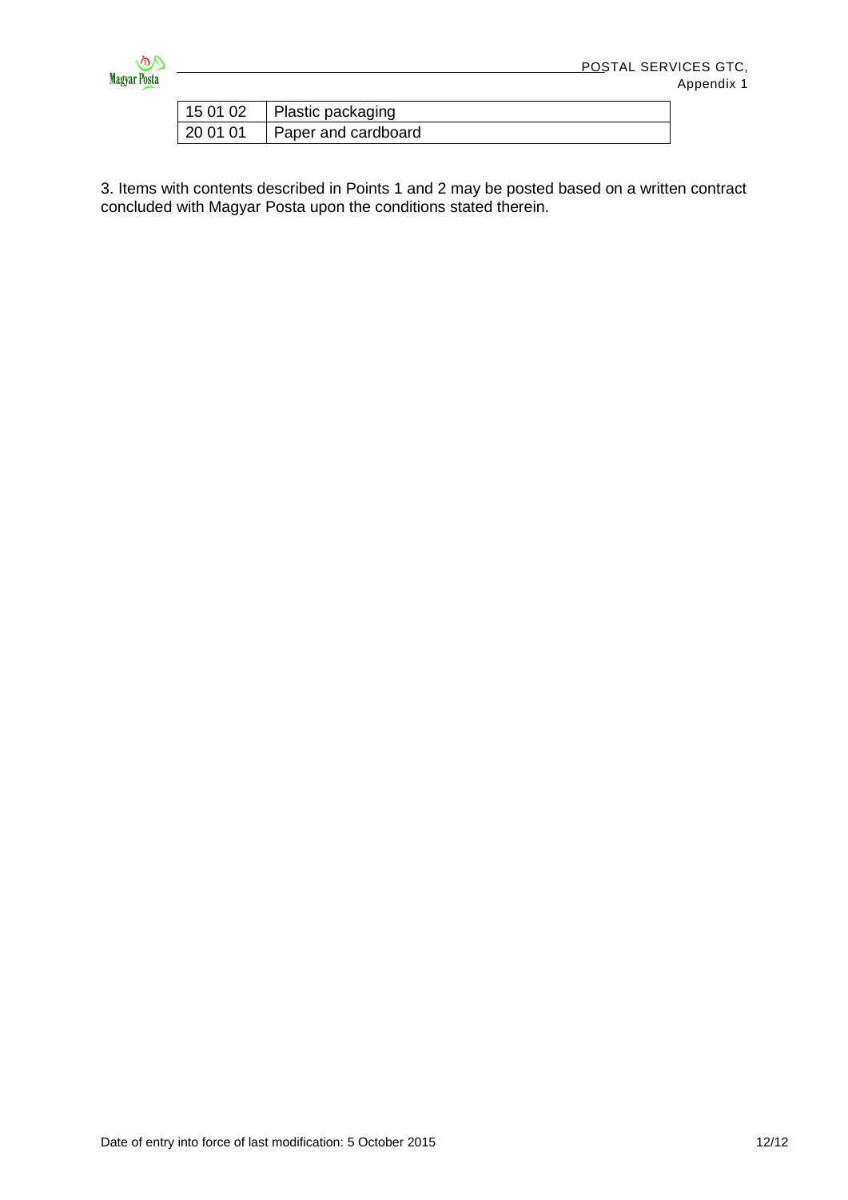| | |
|---|---|
| 15 01 02 | Plastic packaging |
| 20 01 01 | Paper and cardboard |

3. Items with contents described in Points 1 and 2 may be posted based on a written contract concluded with Magyar Posta upon the conditions stated therein.